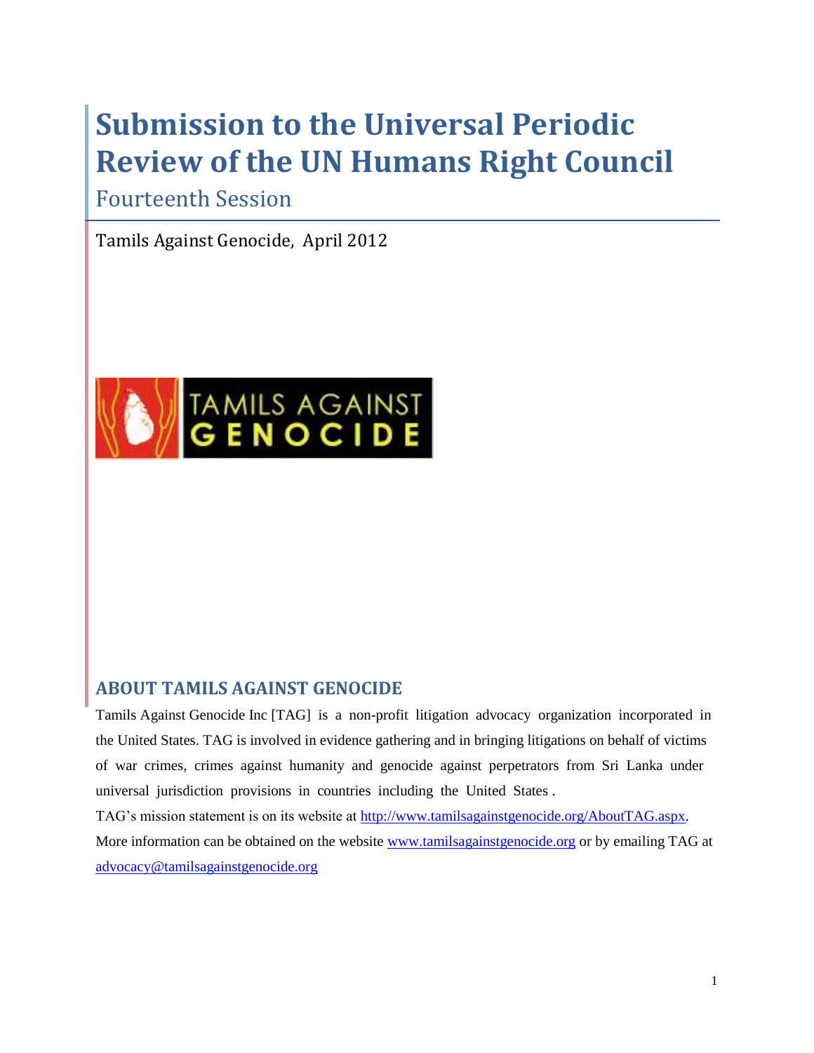# Submission to the Universal Periodic Review of the UN Humans Right Council

Fourteenth Session

Tamils Against Genocide, April 2012

## ABOUT TAMILS AGAINST GENOCIDE

Tamils Against Genocide Inc [TAG] is a non-profit litigation advocacy organization incorporated in the United States. TAG is involved in evidence gathering and in bringing litigations on behalf of victims of war crimes, crimes against humanity and genocide against perpetrators from Sri Lanka under universal jurisdiction provisions in countries including the United States .

TAG's mission statement is on its website at http://www.tamilsagainstgenocide.org/AboutTAG.aspx.

More information can be obtained on the website www.tamilsagainstgenocide.org or by emailing TAG at advocacy@tamilsagainstgenocide.org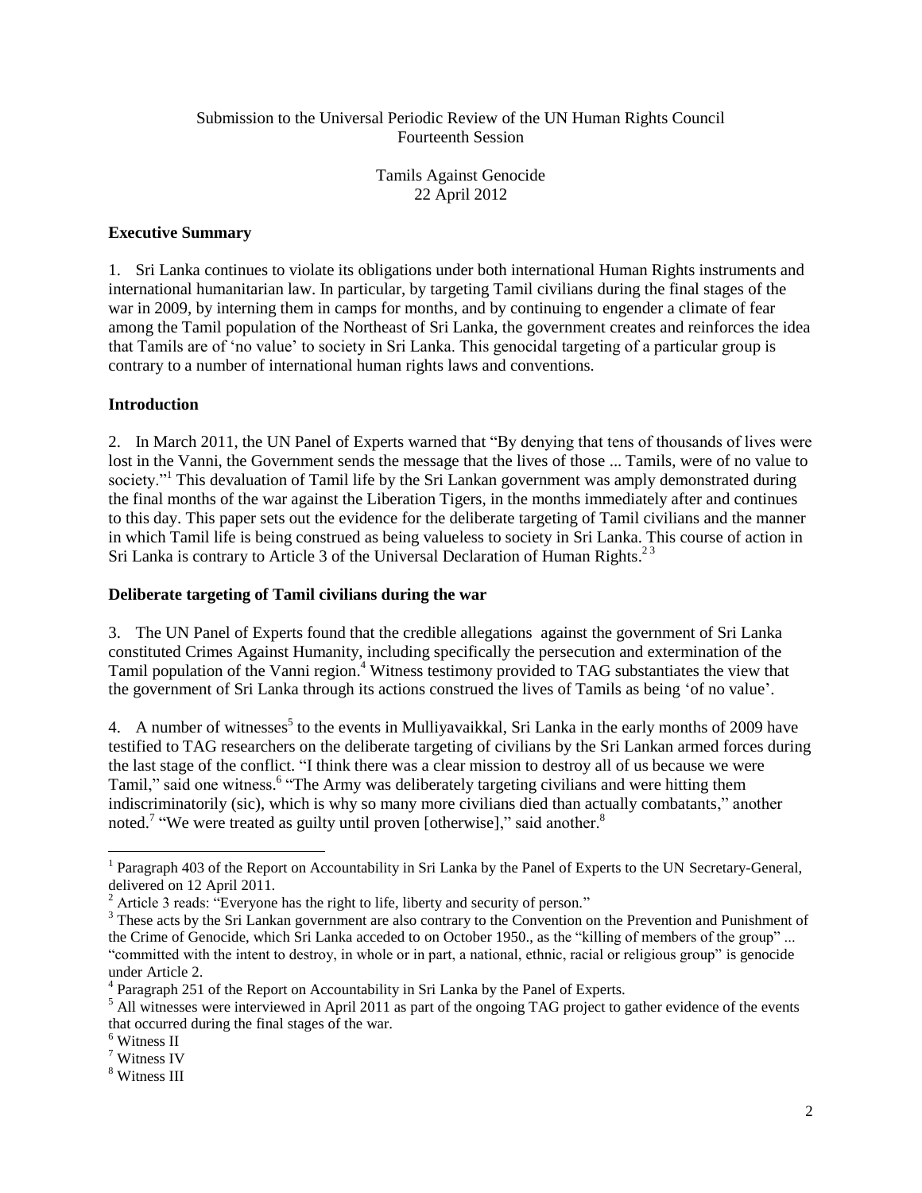Submission to the Universal Periodic Review of the UN Human Rights Council
Fourteenth Session

Tamils Against Genocide
22 April 2012

**Executive Summary**

1. Sri Lanka continues to violate its obligations under both international Human Rights instruments and international humanitarian law. In particular, by targeting Tamil civilians during the final stages of the war in 2009, by interning them in camps for months, and by continuing to engender a climate of fear among the Tamil population of the Northeast of Sri Lanka, the government creates and reinforces the idea that Tamils are of 'no value' to society in Sri Lanka. This genocidal targeting of a particular group is contrary to a number of international human rights laws and conventions.

**Introduction**

2. In March 2011, the UN Panel of Experts warned that "By denying that tens of thousands of lives were lost in the Vanni, the Government sends the message that the lives of those ... Tamils, were of no value to society."[1] This devaluation of Tamil life by the Sri Lankan government was amply demonstrated during the final months of the war against the Liberation Tigers, in the months immediately after and continues to this day. This paper sets out the evidence for the deliberate targeting of Tamil civilians and the manner in which Tamil life is being construed as being valueless to society in Sri Lanka. This course of action in Sri Lanka is contrary to Article 3 of the Universal Declaration of Human Rights.[2 3]

**Deliberate targeting of Tamil civilians during the war**

3. The UN Panel of Experts found that the credible allegations against the government of Sri Lanka constituted Crimes Against Humanity, including specifically the persecution and extermination of the Tamil population of the Vanni region.[4] Witness testimony provided to TAG substantiates the view that the government of Sri Lanka through its actions construed the lives of Tamils as being 'of no value'.

4. A number of witnesses[5] to the events in Mulliyavaikkal, Sri Lanka in the early months of 2009 have testified to TAG researchers on the deliberate targeting of civilians by the Sri Lankan armed forces during the last stage of the conflict. "I think there was a clear mission to destroy all of us because we were Tamil," said one witness.[6] "The Army was deliberately targeting civilians and were hitting them indiscriminatorily (sic), which is why so many more civilians died than actually combatants," another noted.[7] "We were treated as guilty until proven [otherwise]," said another.[8]

---

[1] Paragraph 403 of the Report on Accountability in Sri Lanka by the Panel of Experts to the UN Secretary-General, delivered on 12 April 2011.

[2] Article 3 reads: "Everyone has the right to life, liberty and security of person."

[3] These acts by the Sri Lankan government are also contrary to the Convention on the Prevention and Punishment of the Crime of Genocide, which Sri Lanka acceded to on October 1950., as the "killing of members of the group" ... "committed with the intent to destroy, in whole or in part, a national, ethnic, racial or religious group" is genocide under Article 2.

[4] Paragraph 251 of the Report on Accountability in Sri Lanka by the Panel of Experts.

[5] All witnesses were interviewed in April 2011 as part of the ongoing TAG project to gather evidence of the events that occurred during the final stages of the war.

[6] Witness II

[7] Witness IV

[8] Witness III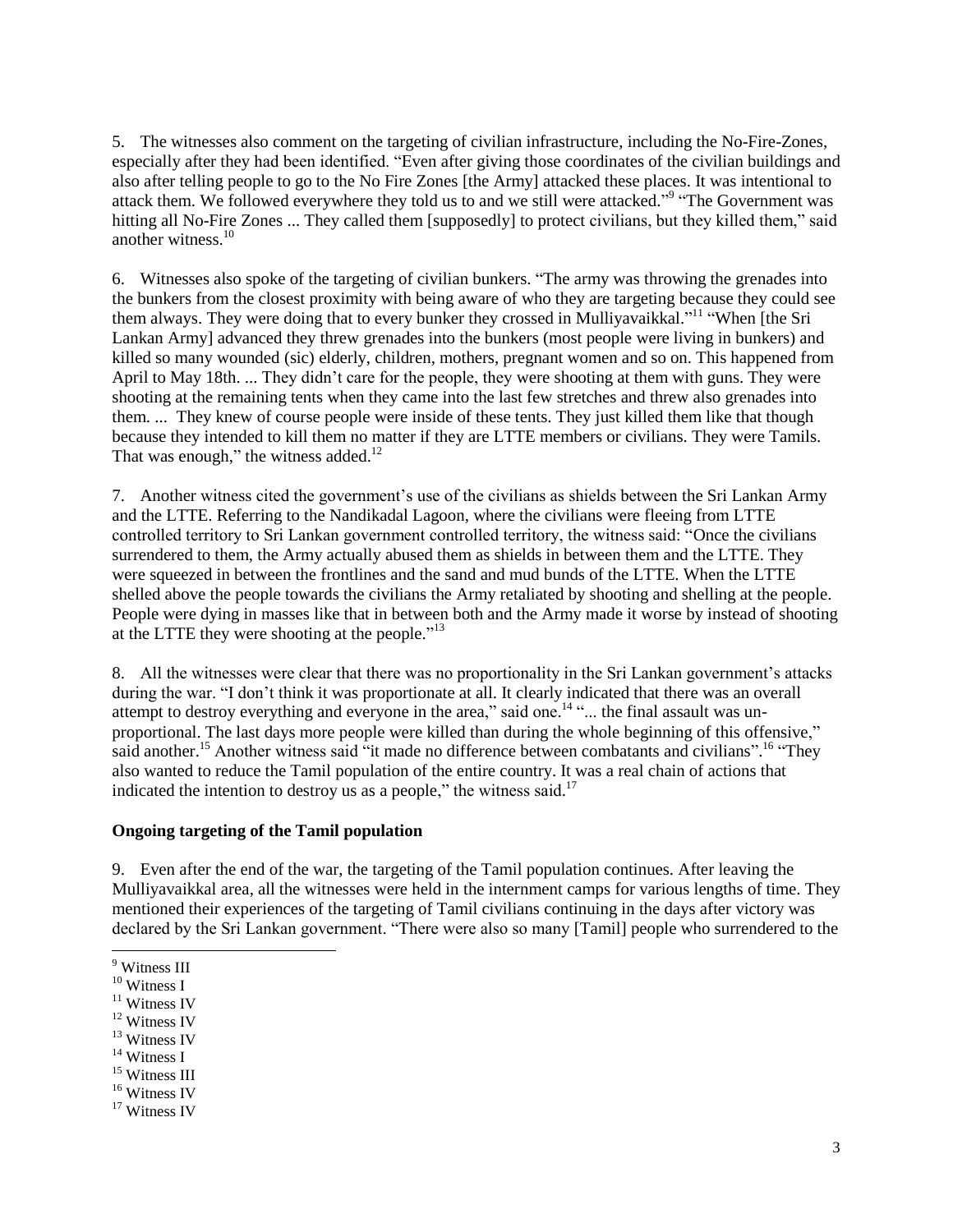5. The witnesses also comment on the targeting of civilian infrastructure, including the No-Fire-Zones, especially after they had been identified. "Even after giving those coordinates of the civilian buildings and also after telling people to go to the No Fire Zones [the Army] attacked these places. It was intentional to attack them. We followed everywhere they told us to and we still were attacked."[9] "The Government was hitting all No-Fire Zones ... They called them [supposedly] to protect civilians, but they killed them," said another witness.[10]

6. Witnesses also spoke of the targeting of civilian bunkers. "The army was throwing the grenades into the bunkers from the closest proximity with being aware of who they are targeting because they could see them always. They were doing that to every bunker they crossed in Mulliyavaikkal."[11] "When [the Sri Lankan Army] advanced they threw grenades into the bunkers (most people were living in bunkers) and killed so many wounded (sic) elderly, children, mothers, pregnant women and so on. This happened from April to May 18th. ... They didn't care for the people, they were shooting at them with guns. They were shooting at the remaining tents when they came into the last few stretches and threw also grenades into them. ... They knew of course people were inside of these tents. They just killed them like that though because they intended to kill them no matter if they are LTTE members or civilians. They were Tamils. That was enough," the witness added.[12]

7. Another witness cited the government's use of the civilians as shields between the Sri Lankan Army and the LTTE. Referring to the Nandikadal Lagoon, where the civilians were fleeing from LTTE controlled territory to Sri Lankan government controlled territory, the witness said: "Once the civilians surrendered to them, the Army actually abused them as shields in between them and the LTTE. They were squeezed in between the frontlines and the sand and mud bunds of the LTTE. When the LTTE shelled above the people towards the civilians the Army retaliated by shooting and shelling at the people. People were dying in masses like that in between both and the Army made it worse by instead of shooting at the LTTE they were shooting at the people."[13]

8. All the witnesses were clear that there was no proportionality in the Sri Lankan government's attacks during the war. "I don't think it was proportionate at all. It clearly indicated that there was an overall attempt to destroy everything and everyone in the area," said one.[14] "... the final assault was un-proportional. The last days more people were killed than during the whole beginning of this offensive," said another.[15] Another witness said "it made no difference between combatants and civilians".[16] "They also wanted to reduce the Tamil population of the entire country. It was a real chain of actions that indicated the intention to destroy us as a people," the witness said.[17]

**Ongoing targeting of the Tamil population**

9. Even after the end of the war, the targeting of the Tamil population continues. After leaving the Mulliyavaikkal area, all the witnesses were held in the internment camps for various lengths of time. They mentioned their experiences of the targeting of Tamil civilians continuing in the days after victory was declared by the Sri Lankan government. "There were also so many [Tamil] people who surrendered to the

---

[9] Witness III
[10] Witness I
[11] Witness IV
[12] Witness IV
[13] Witness IV
[14] Witness I
[15] Witness III
[16] Witness IV
[17] Witness IV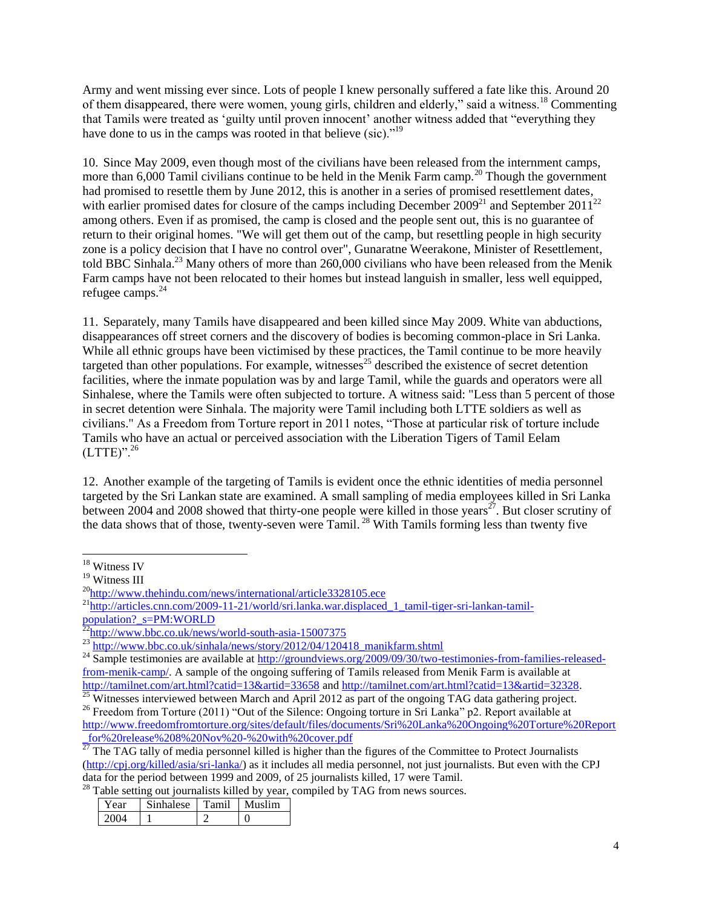Army and went missing ever since. Lots of people I knew personally suffered a fate like this. Around 20 of them disappeared, there were women, young girls, children and elderly," said a witness.[18] Commenting that Tamils were treated as 'guilty until proven innocent' another witness added that "everything they have done to us in the camps was rooted in that believe (sic)."[19]

10. Since May 2009, even though most of the civilians have been released from the internment camps, more than 6,000 Tamil civilians continue to be held in the Menik Farm camp.[20] Though the government had promised to resettle them by June 2012, this is another in a series of promised resettlement dates, with earlier promised dates for closure of the camps including December 2009[21] and September 2011[22] among others. Even if as promised, the camp is closed and the people sent out, this is no guarantee of return to their original homes. "We will get them out of the camp, but resettling people in high security zone is a policy decision that I have no control over", Gunaratne Weerakone, Minister of Resettlement, told BBC Sinhala.[23] Many others of more than 260,000 civilians who have been released from the Menik Farm camps have not been relocated to their homes but instead languish in smaller, less well equipped, refugee camps.[24]

11. Separately, many Tamils have disappeared and been killed since May 2009. White van abductions, disappearances off street corners and the discovery of bodies is becoming common-place in Sri Lanka. While all ethnic groups have been victimised by these practices, the Tamil continue to be more heavily targeted than other populations. For example, witnesses[25] described the existence of secret detention facilities, where the inmate population was by and large Tamil, while the guards and operators were all Sinhalese, where the Tamils were often subjected to torture. A witness said: "Less than 5 percent of those in secret detention were Sinhala. The majority were Tamil including both LTTE soldiers as well as civilians." As a Freedom from Torture report in 2011 notes, "Those at particular risk of torture include Tamils who have an actual or perceived association with the Liberation Tigers of Tamil Eelam (LTTE)".[26]

12. Another example of the targeting of Tamils is evident once the ethnic identities of media personnel targeted by the Sri Lankan state are examined. A small sampling of media employees killed in Sri Lanka between 2004 and 2008 showed that thirty-one people were killed in those years[27]. But closer scrutiny of the data shows that of those, twenty-seven were Tamil. [28] With Tamils forming less than twenty five

---

[18] Witness IV

[19] Witness III

[20] http://www.thehindu.com/news/international/article3328105.ece

[21] http://articles.cnn.com/2009-11-21/world/sri.lanka.war.displaced_1_tamil-tiger-sri-lankan-tamil-population?_s=PM:WORLD

[22] http://www.bbc.co.uk/news/world-south-asia-15007375

[23] http://www.bbc.co.uk/sinhala/news/story/2012/04/120418_manikfarm.shtml

[24] Sample testimonies are available at http://groundviews.org/2009/09/30/two-testimonies-from-families-released-from-menik-camp/. A sample of the ongoing suffering of Tamils released from Menik Farm is available at http://tamilnet.com/art.html?catid=13&artid=33658 and http://tamilnet.com/art.html?catid=13&artid=32328.

[25] Witnesses interviewed between March and April 2012 as part of the ongoing TAG data gathering project.

[26] Freedom from Torture (2011) "Out of the Silence: Ongoing torture in Sri Lanka" p2. Report available at http://www.freedomfromtorture.org/sites/default/files/documents/Sri%20Lanka%20Ongoing%20Torture%20Report_for%20release%208%20Nov%20-%20with%20cover.pdf

[27] The TAG tally of media personnel killed is higher than the figures of the Committee to Protect Journalists (http://cpj.org/killed/asia/sri-lanka/) as it includes all media personnel, not just journalists. But even with the CPJ data for the period between 1999 and 2009, of 25 journalists killed, 17 were Tamil.

[28] Table setting out journalists killed by year, compiled by TAG from news sources.

| Year | Sinhalese | Tamil | Muslim |
|---|---|---|---|
| 2004 | 1 | 2 | 0 |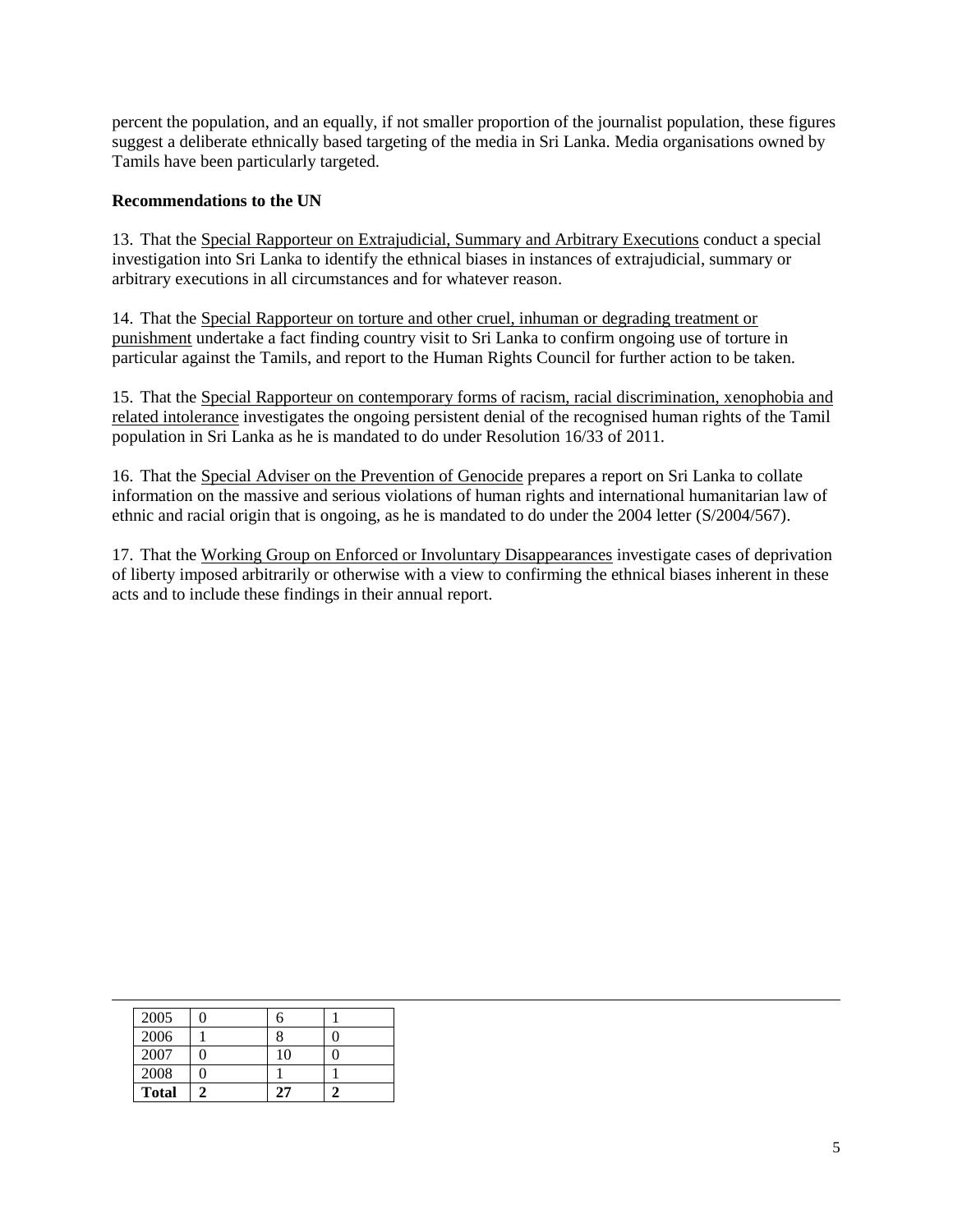percent the population, and an equally, if not smaller proportion of the journalist population, these figures suggest a deliberate ethnically based targeting of the media in Sri Lanka. Media organisations owned by Tamils have been particularly targeted.

**Recommendations to the UN**

13. That the Special Rapporteur on Extrajudicial, Summary and Arbitrary Executions conduct a special investigation into Sri Lanka to identify the ethnical biases in instances of extrajudicial, summary or arbitrary executions in all circumstances and for whatever reason.

14. That the Special Rapporteur on torture and other cruel, inhuman or degrading treatment or punishment undertake a fact finding country visit to Sri Lanka to confirm ongoing use of torture in particular against the Tamils, and report to the Human Rights Council for further action to be taken.

15. That the Special Rapporteur on contemporary forms of racism, racial discrimination, xenophobia and related intolerance investigates the ongoing persistent denial of the recognised human rights of the Tamil population in Sri Lanka as he is mandated to do under Resolution 16/33 of 2011.

16. That the Special Adviser on the Prevention of Genocide prepares a report on Sri Lanka to collate information on the massive and serious violations of human rights and international humanitarian law of ethnic and racial origin that is ongoing, as he is mandated to do under the 2004 letter (S/2004/567).

17. That the Working Group on Enforced or Involuntary Disappearances investigate cases of deprivation of liberty imposed arbitrarily or otherwise with a view to confirming the ethnical biases inherent in these acts and to include these findings in their annual report.

| | | | |
|---|---|---|---|
| 2005 | 0 | 6 | 1 |
| 2006 | 1 | 8 | 0 |
| 2007 | 0 | 10 | 0 |
| 2008 | 0 | 1 | 1 |
| **Total** | **2** | **27** | **2** |